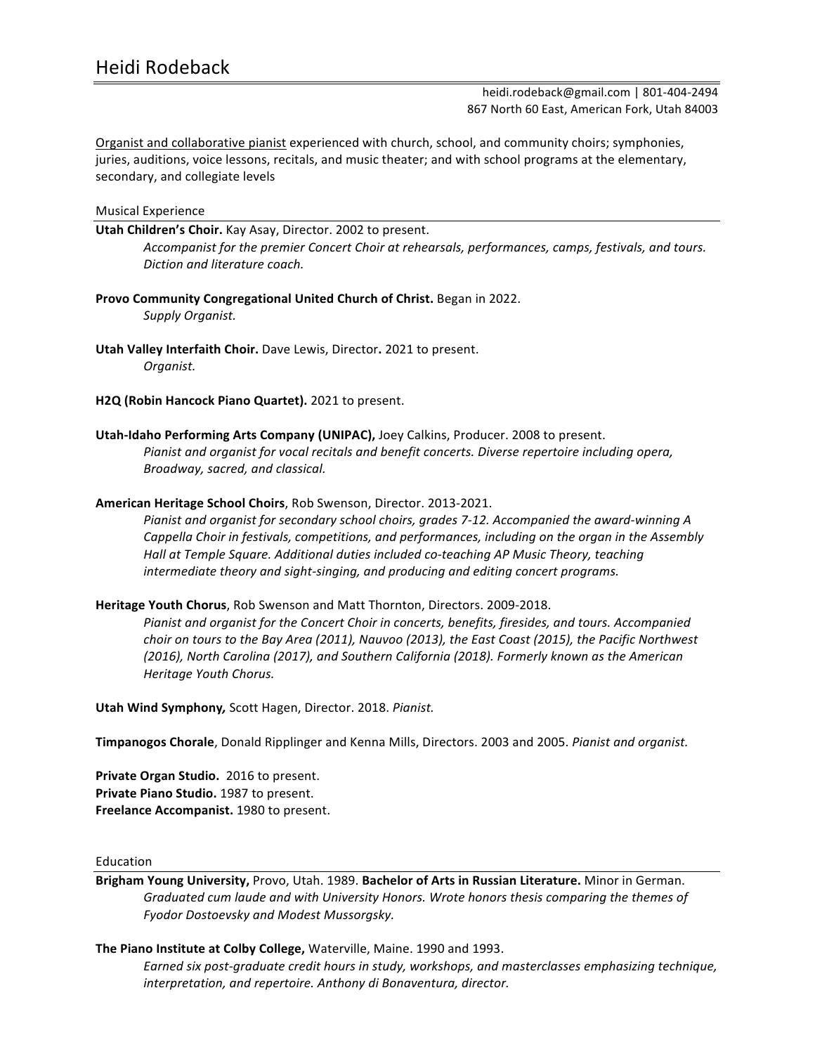# Heidi Rodeback

heidi.rodeback@gmail.com | 801-404-2494
867 North 60 East, American Fork, Utah 84003

Organist and collaborative pianist experienced with church, school, and community choirs; symphonies, juries, auditions, voice lessons, recitals, and music theater; and with school programs at the elementary, secondary, and collegiate levels

## Musical Experience

**Utah Children's Choir.** Kay Asay, Director. 2002 to present.
*Accompanist for the premier Concert Choir at rehearsals, performances, camps, festivals, and tours. Diction and literature coach.*

**Provo Community Congregational United Church of Christ.** Began in 2022.
*Supply Organist.*

**Utah Valley Interfaith Choir.** Dave Lewis, Director**.** 2021 to present.
*Organist.*

**H2Q (Robin Hancock Piano Quartet).** 2021 to present.

**Utah-Idaho Performing Arts Company (UNIPAC),** Joey Calkins, Producer. 2008 to present.
*Pianist and organist for vocal recitals and benefit concerts. Diverse repertoire including opera, Broadway, sacred, and classical.*

**American Heritage School Choirs**, Rob Swenson, Director. 2013-2021.
*Pianist and organist for secondary school choirs, grades 7-12. Accompanied the award-winning A Cappella Choir in festivals, competitions, and performances, including on the organ in the Assembly Hall at Temple Square. Additional duties included co-teaching AP Music Theory, teaching intermediate theory and sight-singing, and producing and editing concert programs.*

**Heritage Youth Chorus**, Rob Swenson and Matt Thornton, Directors. 2009-2018.
*Pianist and organist for the Concert Choir in concerts, benefits, firesides, and tours. Accompanied choir on tours to the Bay Area (2011), Nauvoo (2013), the East Coast (2015), the Pacific Northwest (2016), North Carolina (2017), and Southern California (2018). Formerly known as the American Heritage Youth Chorus.*

**Utah Wind Symphony,** Scott Hagen, Director. 2018. *Pianist.*

**Timpanogos Chorale**, Donald Ripplinger and Kenna Mills, Directors. 2003 and 2005. *Pianist and organist.*

**Private Organ Studio.** 2016 to present.
**Private Piano Studio.** 1987 to present.
**Freelance Accompanist.** 1980 to present.

## Education

**Brigham Young University,** Provo, Utah. 1989. **Bachelor of Arts in Russian Literature.** Minor in German.
*Graduated cum laude and with University Honors. Wrote honors thesis comparing the themes of Fyodor Dostoevsky and Modest Mussorgsky.*

**The Piano Institute at Colby College,** Waterville, Maine. 1990 and 1993.
*Earned six post-graduate credit hours in study, workshops, and masterclasses emphasizing technique, interpretation, and repertoire. Anthony di Bonaventura, director.*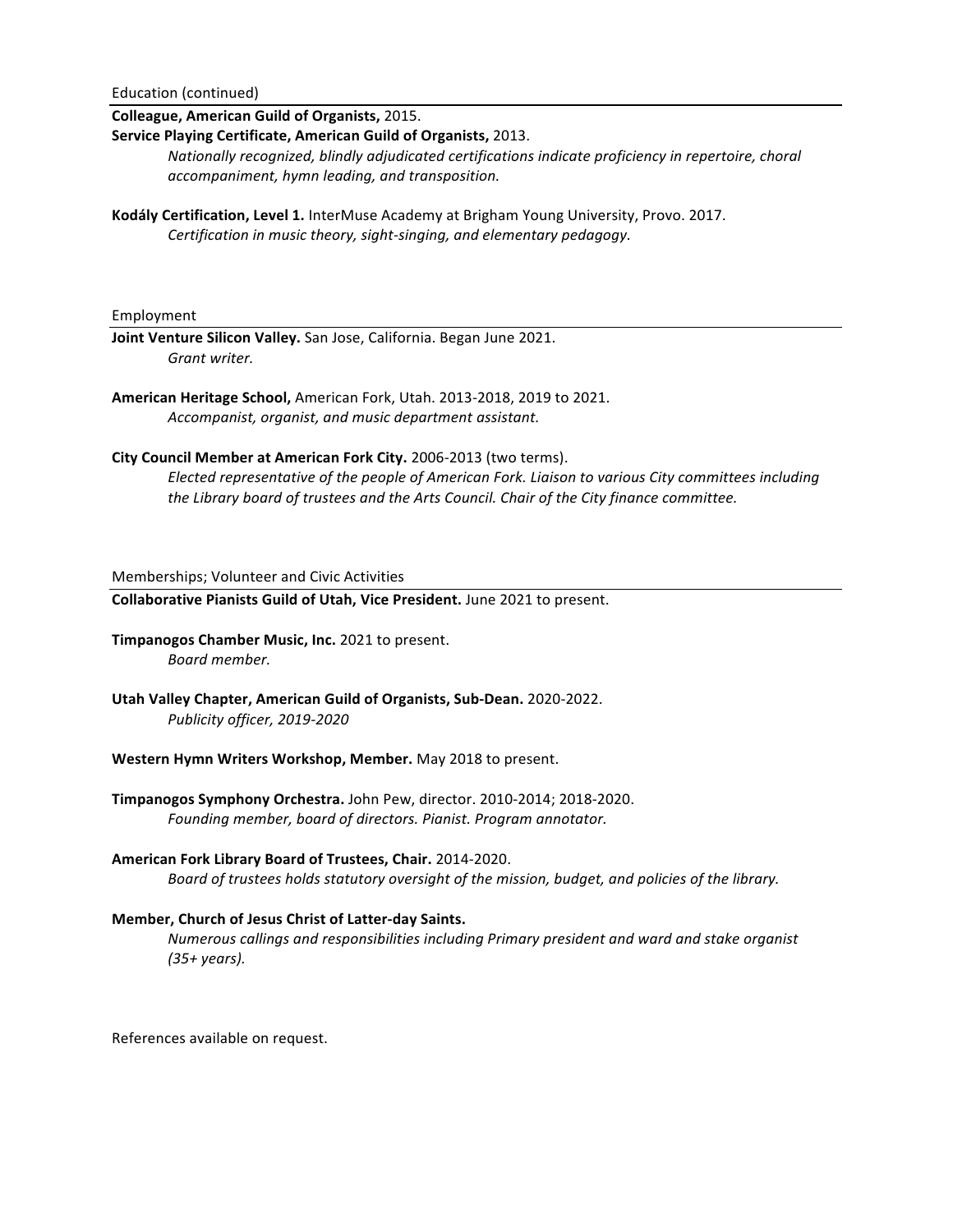## Education (continued)

**Colleague, American Guild of Organists,** 2015.
**Service Playing Certificate, American Guild of Organists,** 2013.

*Nationally recognized, blindly adjudicated certifications indicate proficiency in repertoire, choral accompaniment, hymn leading, and transposition.*

**Kodály Certification, Level 1.** InterMuse Academy at Brigham Young University, Provo. 2017.

*Certification in music theory, sight-singing, and elementary pedagogy.*

## Employment

**Joint Venture Silicon Valley.** San Jose, California. Began June 2021.

*Grant writer.*

**American Heritage School,** American Fork, Utah. 2013-2018, 2019 to 2021.

*Accompanist, organist, and music department assistant.*

**City Council Member at American Fork City.** 2006-2013 (two terms).

*Elected representative of the people of American Fork. Liaison to various City committees including the Library board of trustees and the Arts Council. Chair of the City finance committee.*

## Memberships; Volunteer and Civic Activities

**Collaborative Pianists Guild of Utah, Vice President.** June 2021 to present.

**Timpanogos Chamber Music, Inc.** 2021 to present.

*Board member.*

**Utah Valley Chapter, American Guild of Organists, Sub-Dean.** 2020-2022.

*Publicity officer, 2019-2020*

**Western Hymn Writers Workshop, Member.** May 2018 to present.

**Timpanogos Symphony Orchestra.** John Pew, director. 2010-2014; 2018-2020.

*Founding member, board of directors. Pianist. Program annotator.*

**American Fork Library Board of Trustees, Chair.** 2014-2020.

*Board of trustees holds statutory oversight of the mission, budget, and policies of the library.*

**Member, Church of Jesus Christ of Latter-day Saints.**

*Numerous callings and responsibilities including Primary president and ward and stake organist (35+ years).*

References available on request.